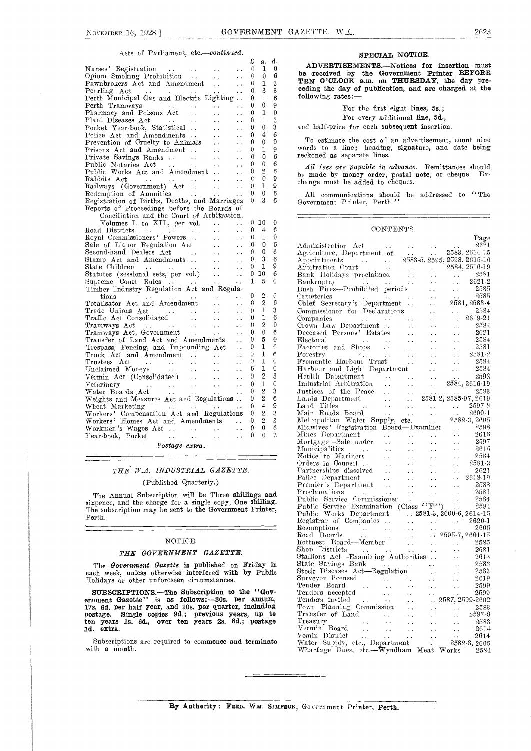Acts of Parliament, etc.—*continued.*

| | £ | s. | d. |
|---|---|---|---|
| Nurses' Registration | 0 | 1 | 0 |
| Opium Smoking Prohibition | 0 | 0 | 6 |
| Pawnbrokers Act and Amendment | 0 | 1 | 3 |
| Pearling Act | 0 | 3 | 3 |
| Perth Municipal Gas and Electric Lighting | 0 | 1 | 6 |
| Perth Tramways | 0 | 0 | 9 |
| Pharmacy and Poisons Act | 0 | 1 | 0 |
| Plant Diseases Act | 0 | 1 | 3 |
| Pocket Year-book, Statistical | 0 | 0 | 3 |
| Police Act and Amendments | 0 | 4 | 6 |
| Prevention of Cruelty to Animals | 0 | 0 | 9 |
| Prisons Act and Amendment | 0 | 1 | 9 |
| Private Savings Banks | 0 | 0 | 6 |
| Public Notaries Act | 0 | 0 | 6 |
| Public Works Act and Amendment | 0 | 2 | 6 |
| Rabbits Act | 0 | 0 | 9 |
| Railways (Government) Act | 0 | 1 | 9 |
| Redemption of Annuities | 0 | 0 | 6 |
| Registration of Births, Deaths, and Marriages | 0 | 3 | 6 |
| Reports of Proceedings before the Boards of Conciliation and the Court of Arbitration, Volumes I. to XII., per vol. | 0 | 10 | 0 |
| Road Districts | 0 | 4 | 6 |
| Royal Commissioners' Powers | 0 | 1 | 0 |
| Sale of Liquor Regulation Act | 0 | 0 | 6 |
| Second-hand Dealers Act | 0 | 0 | 6 |
| Stamp Act and Amendments | 0 | 3 | 6 |
| State Children | 0 | 1 | 9 |
| Statutes (sessional sets, per vol.) | 0 | 10 | 6 |
| Supreme Court Rules | 1 | 5 | 0 |
| Timber Industry Regulation Act and Regulations | 0 | 2 | 6 |
| Totalisator Act and Amendment | 0 | 2 | 6 |
| Trade Unions Act | 0 | 1 | 3 |
| Traffic Act Consolidated | 0 | 1 | 6 |
| Tramways Act | 0 | 2 | 0 |
| Tramways Act, Government | 0 | 0 | 6 |
| Transfer of Land Act and Amendments | 0 | 5 | 0 |
| Trespass, Fencing, and Impounding Act | 0 | 1 | 6 |
| Truck Act and Amendment | 0 | 1 | 6 |
| Trustees Act | 0 | 1 | 0 |
| Unclaimed Moneys | 0 | 1 | 0 |
| Vermin Act (Consolidated) | 0 | 2 | 3 |
| Veterinary | 0 | 1 | 0 |
| Water Boards Act | 0 | 2 | 3 |
| Weights and Measures Act and Regulations | 0 | 2 | 6 |
| Wheat Marketing | 0 | 4 | 9 |
| Workers' Compensation Act and Regulations | 0 | 2 | 3 |
| Workers' Homes Act and Amendments | 0 | 2 | 3 |
| Workmen's Wages Act | 0 | 0 | 6 |
| Year-book, Pocket | 0 | 0 | 3 |

*Postage extra.*

## *THE W.A. INDUSTRIAL GAZETTE.*

(Published Quarterly.)

The Annual Subscription will be Three shillings and sixpence, and the charge for a single copy, One shilling. The subscription may be sent to the Government Printer, Perth.

## NOTICE.

### *THE GOVERNMENT GAZETTE.*

The *Government Gazette* is published on Friday in each week, unless otherwise interfered with by Public Holidays or other unforeseen circumstances.

**SUBSCRIPTIONS.**—The Subscription to the "Government Gazette" is as follows:—30s. per annum, 17s. 6d. per half year, and 10s. per quarter, including postage. Single copies 9d.; previous years, up to ten years 1s. 6d., over ten years 2s. 6d.; postage 1d. extra.

Subscriptions are required to commence and terminate with a month.

## SPECIAL NOTICE.

**ADVERTISEMENTS.**—Notices for insertion must be received by the Government Printer **BEFORE TEN O'CLOCK** a.m. on **THURSDAY**, the day preceding the day of publication, and are charged at the following rates:—

For the first eight lines, 5s.;

For every additional line, 5d.,

and half-price for each subsequent insertion.

To estimate the cost of an advertisement, count nine words to a line; heading, signature, and date being reckoned as separate lines.

*All fees are payable in advance.* Remittances should be made by money order, postal note, or cheque. Exchange must be added to cheques.

All communications should be addressed to "The Government Printer, Perth"

## CONTENTS.

| | Page |
|---|---|
| Administration Act | 2621 |
| Agriculture, Department of | 2583, 2614-15 |
| Appointments | 2583-5, 2595, 2598, 2615-16 |
| Arbitration Court | 2584, 2616-19 |
| Bank Holidays proclaimed | 2581 |
| Bankruptcy | 2621-2 |
| Bush Fires—Prohibited periods | 2585 |
| Cemeteries | 2585 |
| Chief Secretary's Department | 2581, 2583-4 |
| Commissioner for Declarations | 2584 |
| Companies | 2619-21 |
| Crown Law Department | 2584 |
| Deceased Persons' Estates | 2621 |
| Electoral | 2584 |
| Factories and Shops | 2581 |
| Forestry | 2581-2 |
| Fremantle Harbour Trust | 2584 |
| Harbour and Light Department | 2584 |
| Health Department | 2598 |
| Industrial Arbitration | 2584, 2616-19 |
| Justices of the Peace | 2583 |
| Lands Department | 2581-2, 2585-97, 2619 |
| Land Titles | 2597-8 |
| Main Roads Board | 2600-1 |
| Metropolitan Water Supply, etc. | 2582-3, 2605 |
| Midwives' Registration Board—Examiner | 2598 |
| Mines Department | 2616 |
| Mortgage—Sale under | 2597 |
| Municipalities | 2615 |
| Notice to Mariners | 2584 |
| Orders in Council | 2581-3 |
| Partnerships dissolved | 2621 |
| Police Department | 2618-19 |
| Premier's Department | 2583 |
| Proclamations | 2581 |
| Public Service Commissioner | 2584 |
| Public Service Examination (Class "F") | 2584 |
| Public Works Department | 2581-3, 2600-6, 2614-15 |
| Registrar of Companies | 2620-1 |
| Resumptions | 2606 |
| Road Boards | 2595-7, 2601-15 |
| Rottnest Board—Member | 2585 |
| Shop Districts | 2581 |
| Stallions Act—Examining Authorities | 2615 |
| State Savings Bank | 2583 |
| Stock Diseases Act—Regulation | 2583 |
| Surveyor licensed | 2619 |
| Tender Board | 2599 |
| Tenders accepted | 2599 |
| Tenders invited | 2587, 2599-2602 |
| Town Planning Commission | 2583 |
| Transfer of Land | 2597-8 |
| Treasury | 2583 |
| Vermin Board | 2614 |
| Vemin District | 2614 |
| Water Supply, etc., Department | 2582-3, 2605 |
| Wharfage Dues, etc.—Wyndham Meat Works | 2584 |

By Authority: FRED. WM. SIMPSON, Government Printer, Perth.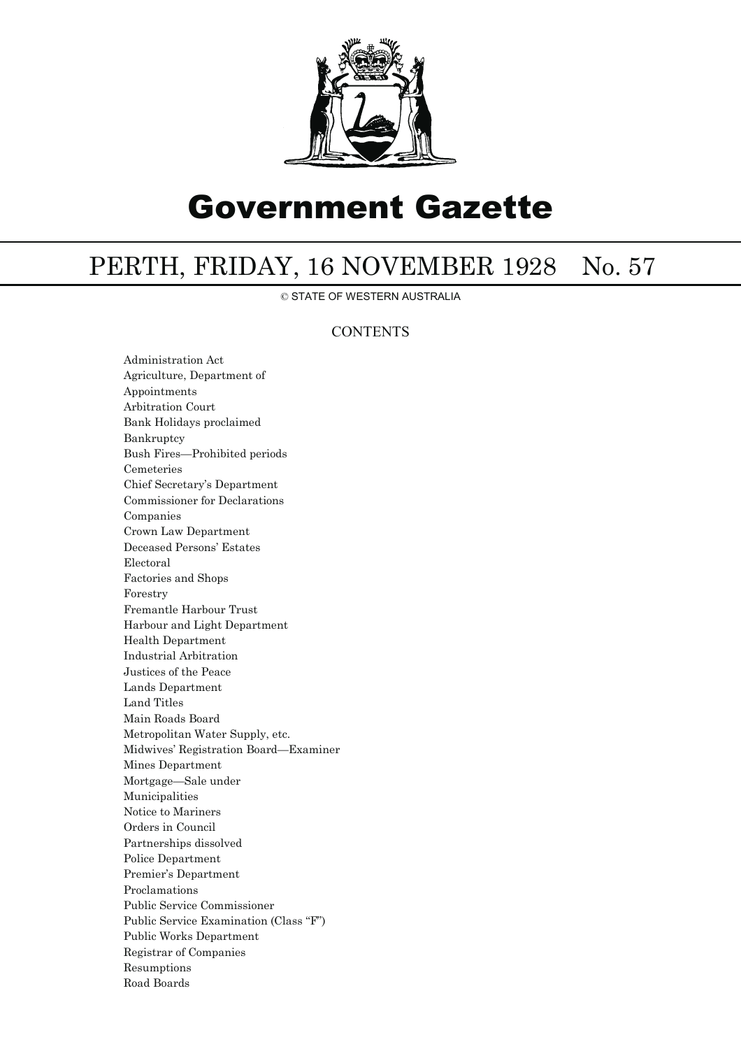# Government Gazette

## PERTH, FRIDAY, 16 NOVEMBER 1928 No. 57

© STATE OF WESTERN AUSTRALIA

### CONTENTS

Administration Act
Agriculture, Department of
Appointments
Arbitration Court
Bank Holidays proclaimed
Bankruptcy
Bush Fires—Prohibited periods
Cemeteries
Chief Secretary's Department
Commissioner for Declarations
Companies
Crown Law Department
Deceased Persons' Estates
Electoral
Factories and Shops
Forestry
Fremantle Harbour Trust
Harbour and Light Department
Health Department
Industrial Arbitration
Justices of the Peace
Lands Department
Land Titles
Main Roads Board
Metropolitan Water Supply, etc.
Midwives' Registration Board—Examiner
Mines Department
Mortgage—Sale under
Municipalities
Notice to Mariners
Orders in Council
Partnerships dissolved
Police Department
Premier's Department
Proclamations
Public Service Commissioner
Public Service Examination (Class "F")
Public Works Department
Registrar of Companies
Resumptions
Road Boards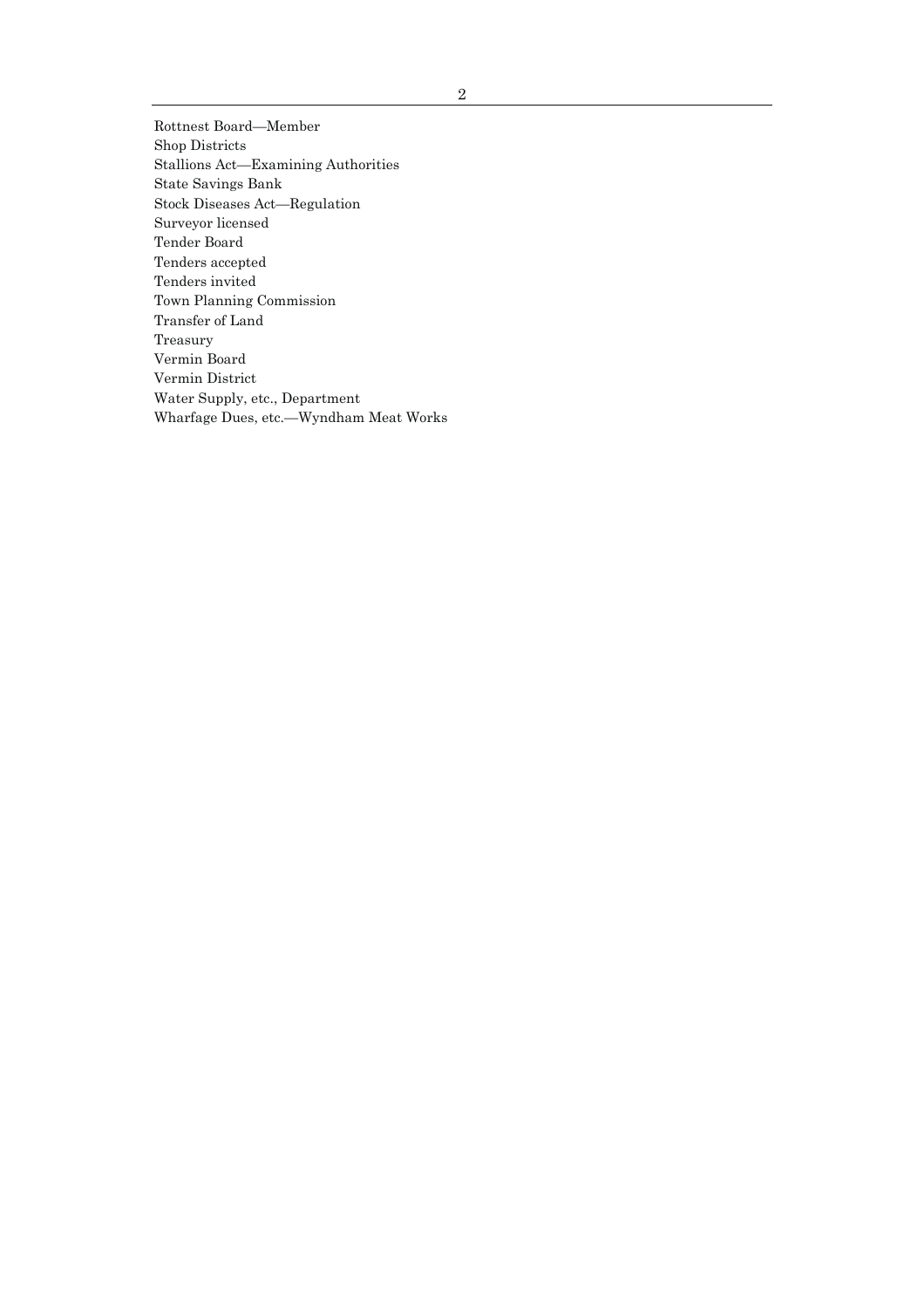Rottnest Board—Member
Shop Districts
Stallions Act—Examining Authorities
State Savings Bank
Stock Diseases Act—Regulation
Surveyor licensed
Tender Board
Tenders accepted
Tenders invited
Town Planning Commission
Transfer of Land
Treasury
Vermin Board
Vermin District
Water Supply, etc., Department
Wharfage Dues, etc.—Wyndham Meat Works